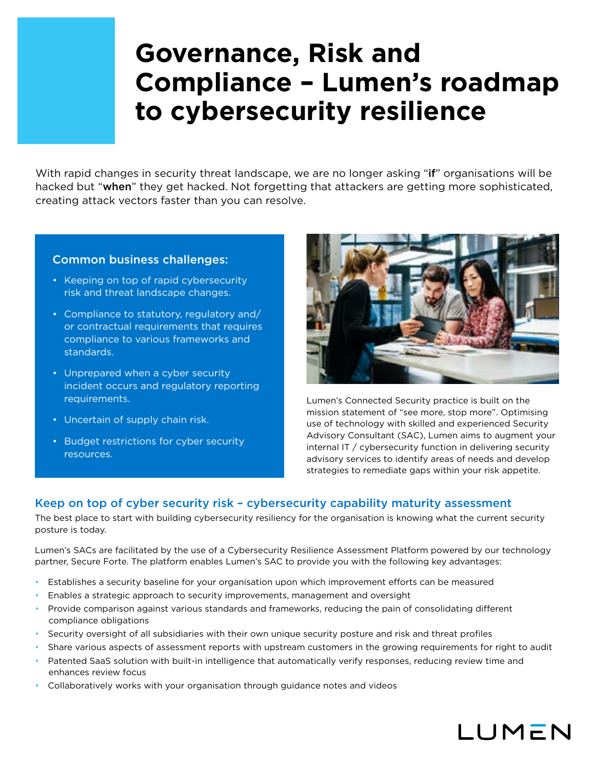# Governance, Risk and Compliance – Lumen's roadmap to cybersecurity resilience

With rapid changes in security threat landscape, we are no longer asking "**if**" organisations will be hacked but "**when**" they get hacked. Not forgetting that attackers are getting more sophisticated, creating attack vectors faster than you can resolve.

### Common business challenges:

- Keeping on top of rapid cybersecurity risk and threat landscape changes.
- Compliance to statutory, regulatory and/ or contractual requirements that requires compliance to various frameworks and standards.
- Unprepared when a cyber security incident occurs and regulatory reporting requirements.
- Uncertain of supply chain risk.
- Budget restrictions for cyber security resources.

Lumen's Connected Security practice is built on the mission statement of "see more, stop more". Optimising use of technology with skilled and experienced Security Advisory Consultant (SAC), Lumen aims to augment your internal IT / cybersecurity function in delivering security advisory services to identify areas of needs and develop strategies to remediate gaps within your risk appetite.

## Keep on top of cyber security risk – cybersecurity capability maturity assessment

The best place to start with building cybersecurity resiliency for the organisation is knowing what the current security posture is today.

Lumen's SACs are facilitated by the use of a Cybersecurity Resilience Assessment Platform powered by our technology partner, Secure Forte. The platform enables Lumen's SAC to provide you with the following key advantages:

- Establishes a security baseline for your organisation upon which improvement efforts can be measured
- Enables a strategic approach to security improvements, management and oversight
- Provide comparison against various standards and frameworks, reducing the pain of consolidating different compliance obligations
- Security oversight of all subsidiaries with their own unique security posture and risk and threat profiles
- Share various aspects of assessment reports with upstream customers in the growing requirements for right to audit
- Patented SaaS solution with built-in intelligence that automatically verify responses, reducing review time and enhances review focus
- Collaboratively works with your organisation through guidance notes and videos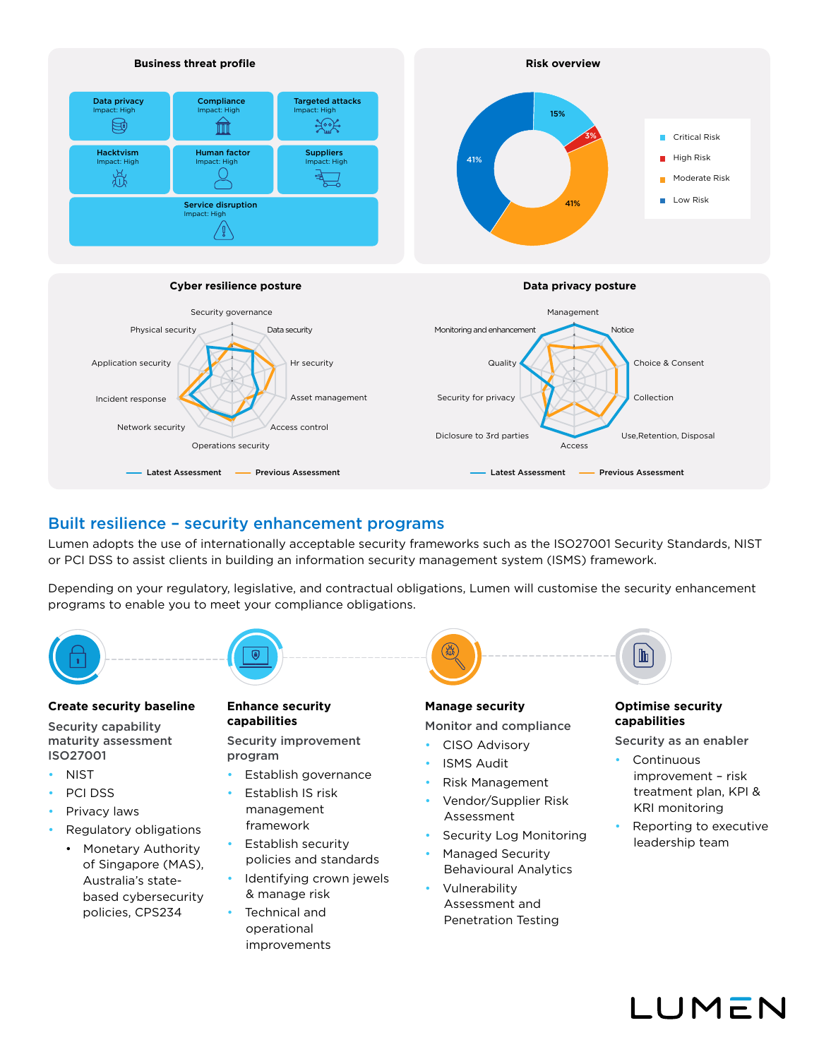### Business threat profile

- **Data privacy** – Impact: High
- **Compliance** – Impact: High
- **Targeted attacks** – Impact: High
- **Hacktvism** – Impact: High
- **Human factor** – Impact: High
- **Suppliers** – Impact: High
- **Service disruption** – Impact: High

### Risk overview

- Critical Risk – 15%
- High Risk – 3%
- Moderate Risk – 41%
- Low Risk – 41%

### Cyber resilience posture

Security governance, Data security, Hr security, Asset management, Access control, Operations security, Network security, Incident response, Application security, Physical security

Latest Assessment — Previous Assessment

### Data privacy posture

Management, Notice, Choice & Consent, Collection, Use,Retention, Disposal, Access, Diclosure to 3rd parties, Security for privacy, Quality, Monitoring and enhancement

Latest Assessment — Previous Assessment

## Built resilience – security enhancement programs

Lumen adopts the use of internationally acceptable security frameworks such as the ISO27001 Security Standards, NIST or PCI DSS to assist clients in building an information security management system (ISMS) framework.

Depending on your regulatory, legislative, and contractual obligations, Lumen will customise the security enhancement programs to enable you to meet your compliance obligations.

### Create security baseline

**Security capability maturity assessment ISO27001**

- NIST
- PCI DSS
- Privacy laws
- Regulatory obligations
  - Monetary Authority of Singapore (MAS), Australia's state-based cybersecurity policies, CPS234

### Enhance security capabilities

**Security improvement program**

- Establish governance
- Establish IS risk management framework
- Establish security policies and standards
- Identifying crown jewels & manage risk
- Technical and operational improvements

### Manage security

**Monitor and compliance**

- CISO Advisory
- ISMS Audit
- Risk Management
- Vendor/Supplier Risk Assessment
- Security Log Monitoring
- Managed Security Behavioural Analytics
- Vulnerability Assessment and Penetration Testing

### Optimise security capabilities

**Security as an enabler**

- Continuous improvement – risk treatment plan, KPI & KRI monitoring
- Reporting to executive leadership team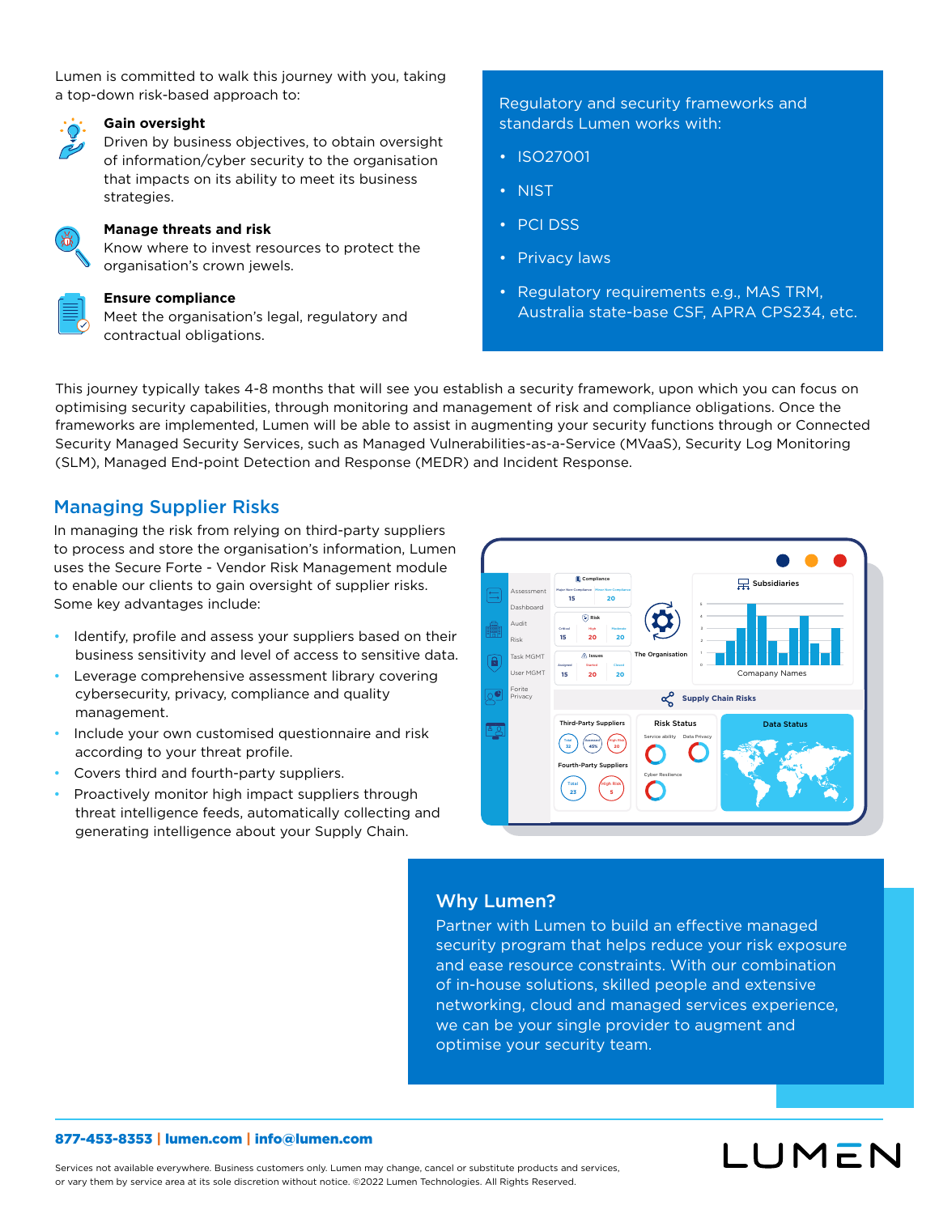Lumen is committed to walk this journey with you, taking a top-down risk-based approach to:

**Gain oversight**
Driven by business objectives, to obtain oversight of information/cyber security to the organisation that impacts on its ability to meet its business strategies.

**Manage threats and risk**
Know where to invest resources to protect the organisation's crown jewels.

**Ensure compliance**
Meet the organisation's legal, regulatory and contractual obligations.

Regulatory and security frameworks and standards Lumen works with:

- ISO27001
- NIST
- PCI DSS
- Privacy laws
- Regulatory requirements e.g., MAS TRM, Australia state-base CSF, APRA CPS234, etc.

This journey typically takes 4-8 months that will see you establish a security framework, upon which you can focus on optimising security capabilities, through monitoring and management of risk and compliance obligations. Once the frameworks are implemented, Lumen will be able to assist in augmenting your security functions through or Connected Security Managed Security Services, such as Managed Vulnerabilities-as-a-Service (MVaaS), Security Log Monitoring (SLM), Managed End-point Detection and Response (MEDR) and Incident Response.

## Managing Supplier Risks

In managing the risk from relying on third-party suppliers to process and store the organisation's information, Lumen uses the Secure Forte - Vendor Risk Management module to enable our clients to gain oversight of supplier risks. Some key advantages include:

- Identify, profile and assess your suppliers based on their business sensitivity and level of access to sensitive data.
- Leverage comprehensive assessment library covering cybersecurity, privacy, compliance and quality management.
- Include your own customised questionnaire and risk according to your threat profile.
- Covers third and fourth-party suppliers.
- Proactively monitor high impact suppliers through threat intelligence feeds, automatically collecting and generating intelligence about your Supply Chain.

## Why Lumen?

Partner with Lumen to build an effective managed security program that helps reduce your risk exposure and ease resource constraints. With our combination of in-house solutions, skilled people and extensive networking, cloud and managed services experience, we can be your single provider to augment and optimise your security team.

**877-453-8353 | lumen.com | info@lumen.com**

Services not available everywhere. Business customers only. Lumen may change, cancel or substitute products and services, or vary them by service area at its sole discretion without notice. ©2022 Lumen Technologies. All Rights Reserved.